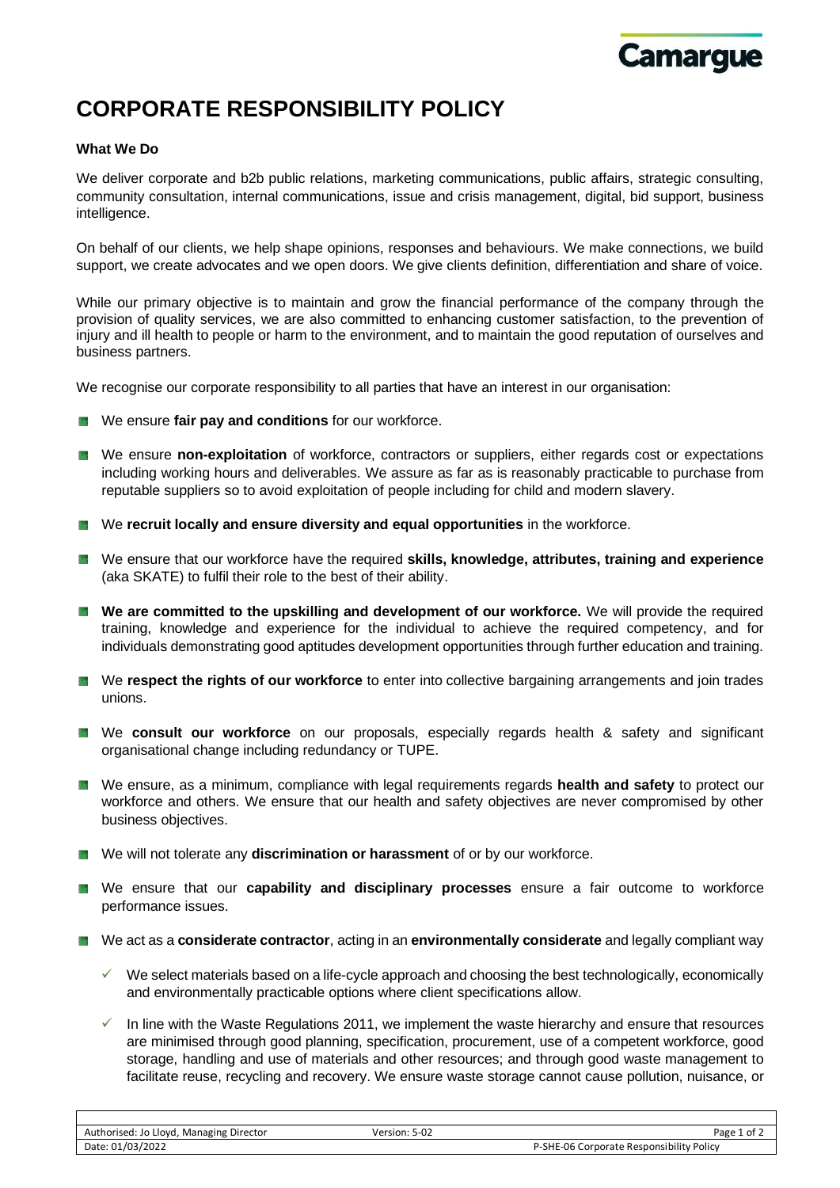# CORPORATE RESPONSIBILITY POLICY

**What We Do**

We deliver corporate and b2b public relations, marketing communications, public affairs, strategic consulting, community consultation, internal communications, issue and crisis management, digital, bid support, business intelligence.

On behalf of our clients, we help shape opinions, responses and behaviours. We make connections, we build support, we create advocates and we open doors. We give clients definition, differentiation and share of voice.

While our primary objective is to maintain and grow the financial performance of the company through the provision of quality services, we are also committed to enhancing customer satisfaction, to the prevention of injury and ill health to people or harm to the environment, and to maintain the good reputation of ourselves and business partners.

We recognise our corporate responsibility to all parties that have an interest in our organisation:

- We ensure **fair pay and conditions** for our workforce.
- We ensure **non-exploitation** of workforce, contractors or suppliers, either regards cost or expectations including working hours and deliverables. We assure as far as is reasonably practicable to purchase from reputable suppliers so to avoid exploitation of people including for child and modern slavery.
- We **recruit locally and ensure diversity and equal opportunities** in the workforce.
- We ensure that our workforce have the required **skills, knowledge, attributes, training and experience** (aka SKATE) to fulfil their role to the best of their ability.
- **We are committed to the upskilling and development of our workforce.** We will provide the required training, knowledge and experience for the individual to achieve the required competency, and for individuals demonstrating good aptitudes development opportunities through further education and training.
- We **respect the rights of our workforce** to enter into collective bargaining arrangements and join trades unions.
- We **consult our workforce** on our proposals, especially regards health & safety and significant organisational change including redundancy or TUPE.
- We ensure, as a minimum, compliance with legal requirements regards **health and safety** to protect our workforce and others. We ensure that our health and safety objectives are never compromised by other business objectives.
- We will not tolerate any **discrimination or harassment** of or by our workforce.
- We ensure that our **capability and disciplinary processes** ensure a fair outcome to workforce performance issues.
- We act as a **considerate contractor**, acting in an **environmentally considerate** and legally compliant way
  - ✓ We select materials based on a life-cycle approach and choosing the best technologically, economically and environmentally practicable options where client specifications allow.
  - ✓ In line with the Waste Regulations 2011, we implement the waste hierarchy and ensure that resources are minimised through good planning, specification, procurement, use of a competent workforce, good storage, handling and use of materials and other resources; and through good waste management to facilitate reuse, recycling and recovery. We ensure waste storage cannot cause pollution, nuisance, or

| Authorised: Jo Lloyd, Managing Director | Version: 5-02 | |
|---|---|---|
| Date: 01/03/2022 | | P-SHE-06 Corporate Responsibility Policy |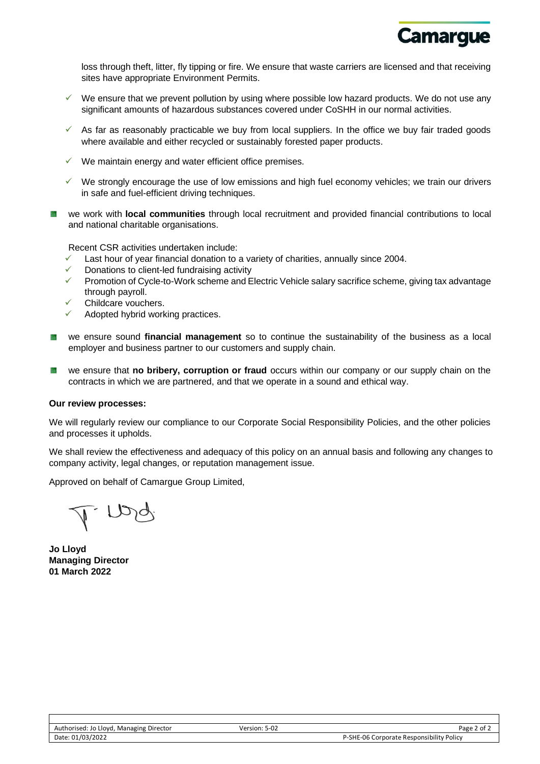loss through theft, litter, fly tipping or fire. We ensure that waste carriers are licensed and that receiving sites have appropriate Environment Permits.

  - ✓ We ensure that we prevent pollution by using where possible low hazard products. We do not use any significant amounts of hazardous substances covered under CoSHH in our normal activities.
  - ✓ As far as reasonably practicable we buy from local suppliers. In the office we buy fair traded goods where available and either recycled or sustainably forested paper products.
  - ✓ We maintain energy and water efficient office premises.
  - ✓ We strongly encourage the use of low emissions and high fuel economy vehicles; we train our drivers in safe and fuel-efficient driving techniques.

- we work with **local communities** through local recruitment and provided financial contributions to local and national charitable organisations.

  Recent CSR activities undertaken include:
  - ✓ Last hour of year financial donation to a variety of charities, annually since 2004.
  - ✓ Donations to client-led fundraising activity
  - ✓ Promotion of Cycle-to-Work scheme and Electric Vehicle salary sacrifice scheme, giving tax advantage through payroll.
  - ✓ Childcare vouchers.
  - ✓ Adopted hybrid working practices.

- we ensure sound **financial management** so to continue the sustainability of the business as a local employer and business partner to our customers and supply chain.

- we ensure that **no bribery, corruption or fraud** occurs within our company or our supply chain on the contracts in which we are partnered, and that we operate in a sound and ethical way.

**Our review processes:**

We will regularly review our compliance to our Corporate Social Responsibility Policies, and the other policies and processes it upholds.

We shall review the effectiveness and adequacy of this policy on an annual basis and following any changes to company activity, legal changes, or reputation management issue.

Approved on behalf of Camargue Group Limited,

**Jo Lloyd**
**Managing Director**
**01 March 2022**

| | | |
|---|---|---|
| Authorised: Jo Lloyd, Managing Director | Version: 5-02 | |
| Date: 01/03/2022 | | P-SHE-06 Corporate Responsibility Policy |